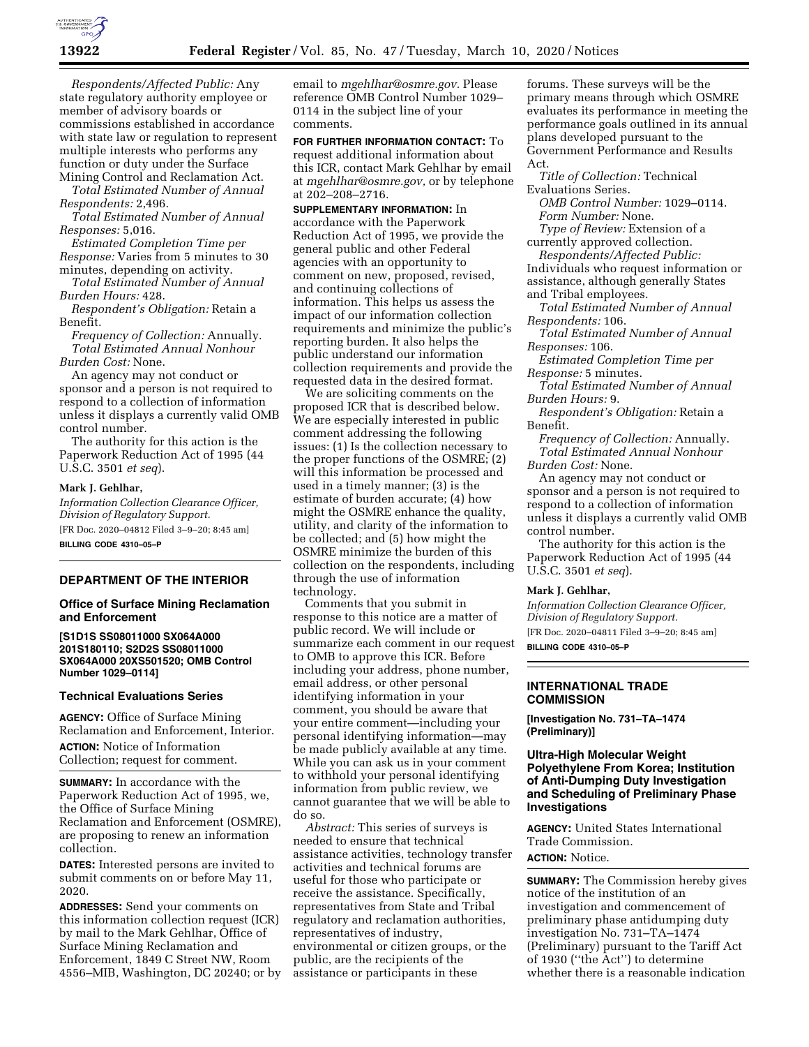*Respondents/Affected Public:* Any state regulatory authority employee or member of advisory boards or commissions established in accordance with state law or regulation to represent multiple interests who performs any function or duty under the Surface Mining Control and Reclamation Act.

*Total Estimated Number of Annual Respondents:* 2,496.

*Total Estimated Number of Annual Responses:* 5,016.

*Estimated Completion Time per Response:* Varies from 5 minutes to 30 minutes, depending on activity.

*Total Estimated Number of Annual Burden Hours:* 428.

*Respondent's Obligation:* Retain a Benefit.

*Frequency of Collection:* Annually.

*Total Estimated Annual Nonhour Burden Cost:* None.

An agency may not conduct or sponsor and a person is not required to respond to a collection of information unless it displays a currently valid OMB control number.

The authority for this action is the Paperwork Reduction Act of 1995 (44 U.S.C. 3501 *et seq*).

**Mark J. Gehlhar,**

*Information Collection Clearance Officer, Division of Regulatory Support.*

[FR Doc. 2020–04812 Filed 3–9–20; 8:45 am]

**BILLING CODE 4310–05–P**

## DEPARTMENT OF THE INTERIOR

### Office of Surface Mining Reclamation and Enforcement

**[S1D1S SS08011000 SX064A000 201S180110; S2D2S SS08011000 SX064A000 20XS501520; OMB Control Number 1029–0114]**

### Technical Evaluations Series

**AGENCY:** Office of Surface Mining Reclamation and Enforcement, Interior.

**ACTION:** Notice of Information Collection; request for comment.

**SUMMARY:** In accordance with the Paperwork Reduction Act of 1995, we, the Office of Surface Mining Reclamation and Enforcement (OSMRE), are proposing to renew an information collection.

**DATES:** Interested persons are invited to submit comments on or before May 11, 2020.

**ADDRESSES:** Send your comments on this information collection request (ICR) by mail to the Mark Gehlhar, Office of Surface Mining Reclamation and Enforcement, 1849 C Street NW, Room 4556–MIB, Washington, DC 20240; or by email to *mgehlhar@osmre.gov.* Please reference OMB Control Number 1029–0114 in the subject line of your comments.

**FOR FURTHER INFORMATION CONTACT:** To request additional information about this ICR, contact Mark Gehlhar by email at *mgehlhar@osmre.gov,* or by telephone at 202–208–2716.

**SUPPLEMENTARY INFORMATION:** In accordance with the Paperwork Reduction Act of 1995, we provide the general public and other Federal agencies with an opportunity to comment on new, proposed, revised, and continuing collections of information. This helps us assess the impact of our information collection requirements and minimize the public's reporting burden. It also helps the public understand our information collection requirements and provide the requested data in the desired format.

We are soliciting comments on the proposed ICR that is described below. We are especially interested in public comment addressing the following issues: (1) Is the collection necessary to the proper functions of the OSMRE; (2) will this information be processed and used in a timely manner; (3) is the estimate of burden accurate; (4) how might the OSMRE enhance the quality, utility, and clarity of the information to be collected; and (5) how might the OSMRE minimize the burden of this collection on the respondents, including through the use of information technology.

Comments that you submit in response to this notice are a matter of public record. We will include or summarize each comment in our request to OMB to approve this ICR. Before including your address, phone number, email address, or other personal identifying information in your comment, you should be aware that your entire comment—including your personal identifying information—may be made publicly available at any time. While you can ask us in your comment to withhold your personal identifying information from public review, we cannot guarantee that we will be able to do so.

*Abstract:* This series of surveys is needed to ensure that technical assistance activities, technology transfer activities and technical forums are useful for those who participate or receive the assistance. Specifically, representatives from State and Tribal regulatory and reclamation authorities, representatives of industry, environmental or citizen groups, or the public, are the recipients of the assistance or participants in these forums. These surveys will be the primary means through which OSMRE evaluates its performance in meeting the performance goals outlined in its annual plans developed pursuant to the Government Performance and Results Act.

*Title of Collection:* Technical Evaluations Series.

*OMB Control Number:* 1029–0114.

*Form Number:* None.

*Type of Review:* Extension of a currently approved collection.

*Respondents/Affected Public:* Individuals who request information or assistance, although generally States and Tribal employees.

*Total Estimated Number of Annual Respondents:* 106.

*Total Estimated Number of Annual Responses:* 106.

*Estimated Completion Time per Response:* 5 minutes.

*Total Estimated Number of Annual Burden Hours:* 9.

*Respondent's Obligation:* Retain a Benefit.

*Frequency of Collection:* Annually.

*Total Estimated Annual Nonhour Burden Cost:* None.

An agency may not conduct or sponsor and a person is not required to respond to a collection of information unless it displays a currently valid OMB control number.

The authority for this action is the Paperwork Reduction Act of 1995 (44 U.S.C. 3501 *et seq*).

**Mark J. Gehlhar,**

*Information Collection Clearance Officer, Division of Regulatory Support.*

[FR Doc. 2020–04811 Filed 3–9–20; 8:45 am]

**BILLING CODE 4310–05–P**

## INTERNATIONAL TRADE COMMISSION

**[Investigation No. 731–TA–1474 (Preliminary)]**

### Ultra-High Molecular Weight Polyethylene From Korea; Institution of Anti-Dumping Duty Investigation and Scheduling of Preliminary Phase Investigations

**AGENCY:** United States International Trade Commission.

**ACTION:** Notice.

**SUMMARY:** The Commission hereby gives notice of the institution of an investigation and commencement of preliminary phase antidumping duty investigation No. 731–TA–1474 (Preliminary) pursuant to the Tariff Act of 1930 (''the Act'') to determine whether there is a reasonable indication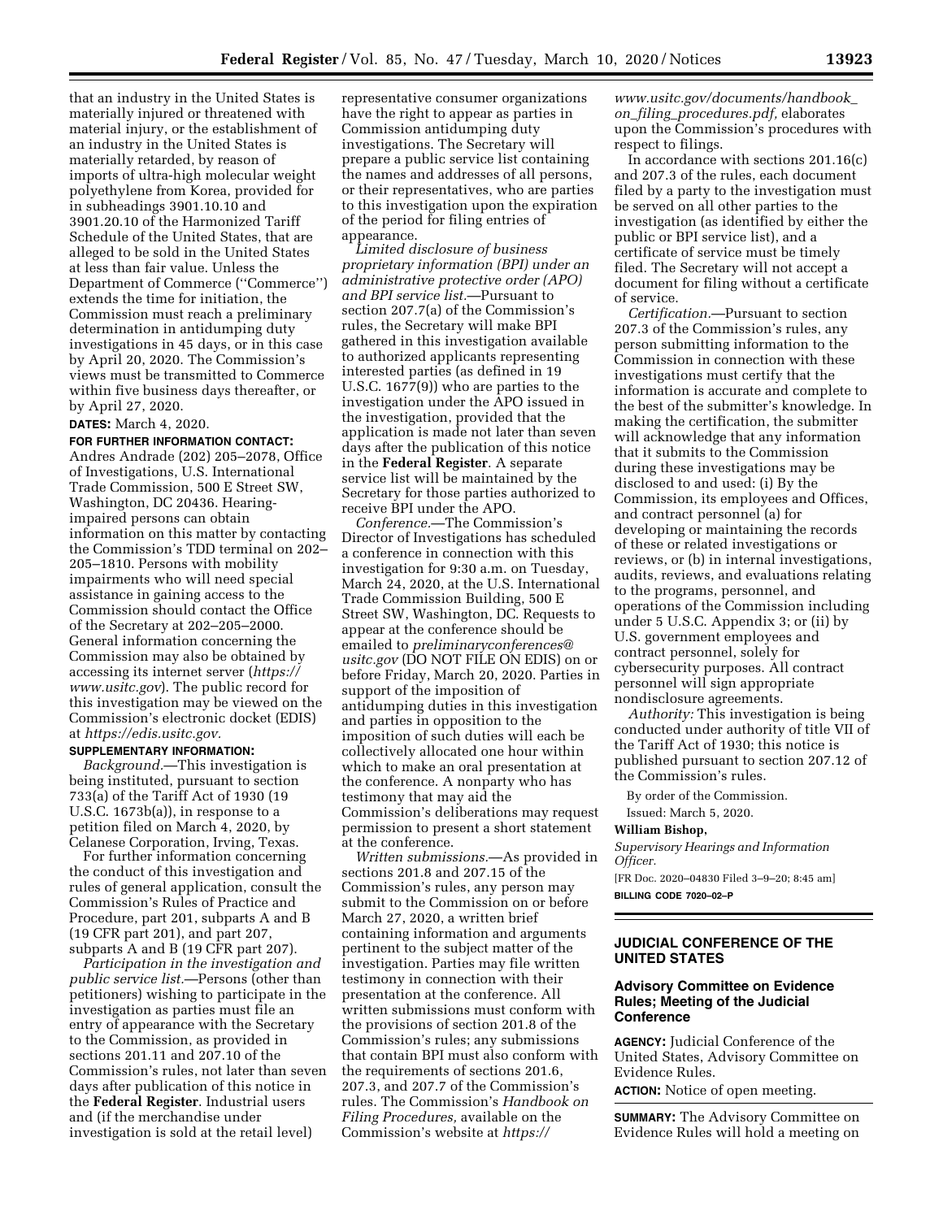that an industry in the United States is materially injured or threatened with material injury, or the establishment of an industry in the United States is materially retarded, by reason of imports of ultra-high molecular weight polyethylene from Korea, provided for in subheadings 3901.10.10 and 3901.20.10 of the Harmonized Tariff Schedule of the United States, that are alleged to be sold in the United States at less than fair value. Unless the Department of Commerce (''Commerce'') extends the time for initiation, the Commission must reach a preliminary determination in antidumping duty investigations in 45 days, or in this case by April 20, 2020. The Commission's views must be transmitted to Commerce within five business days thereafter, or by April 27, 2020.

**DATES:** March 4, 2020.

**FOR FURTHER INFORMATION CONTACT:** Andres Andrade (202) 205–2078, Office of Investigations, U.S. International Trade Commission, 500 E Street SW, Washington, DC 20436. Hearing-impaired persons can obtain information on this matter by contacting the Commission's TDD terminal on 202–205–1810. Persons with mobility impairments who will need special assistance in gaining access to the Commission should contact the Office of the Secretary at 202–205–2000. General information concerning the Commission may also be obtained by accessing its internet server (*https://www.usitc.gov*). The public record for this investigation may be viewed on the Commission's electronic docket (EDIS) at *https://edis.usitc.gov.*

**SUPPLEMENTARY INFORMATION:**

*Background.*—This investigation is being instituted, pursuant to section 733(a) of the Tariff Act of 1930 (19 U.S.C. 1673b(a)), in response to a petition filed on March 4, 2020, by Celanese Corporation, Irving, Texas.

For further information concerning the conduct of this investigation and rules of general application, consult the Commission's Rules of Practice and Procedure, part 201, subparts A and B (19 CFR part 201), and part 207, subparts A and B (19 CFR part 207).

*Participation in the investigation and public service list.*—Persons (other than petitioners) wishing to participate in the investigation as parties must file an entry of appearance with the Secretary to the Commission, as provided in sections 201.11 and 207.10 of the Commission's rules, not later than seven days after publication of this notice in the **Federal Register**. Industrial users and (if the merchandise under investigation is sold at the retail level) representative consumer organizations have the right to appear as parties in Commission antidumping duty investigations. The Secretary will prepare a public service list containing the names and addresses of all persons, or their representatives, who are parties to this investigation upon the expiration of the period for filing entries of appearance.

*Limited disclosure of business proprietary information (BPI) under an administrative protective order (APO) and BPI service list.*—Pursuant to section 207.7(a) of the Commission's rules, the Secretary will make BPI gathered in this investigation available to authorized applicants representing interested parties (as defined in 19 U.S.C. 1677(9)) who are parties to the investigation under the APO issued in the investigation, provided that the application is made not later than seven days after the publication of this notice in the **Federal Register**. A separate service list will be maintained by the Secretary for those parties authorized to receive BPI under the APO.

*Conference.*—The Commission's Director of Investigations has scheduled a conference in connection with this investigation for 9:30 a.m. on Tuesday, March 24, 2020, at the U.S. International Trade Commission Building, 500 E Street SW, Washington, DC. Requests to appear at the conference should be emailed to *preliminaryconferences@usitc.gov* (DO NOT FILE ON EDIS) on or before Friday, March 20, 2020. Parties in support of the imposition of antidumping duties in this investigation and parties in opposition to the imposition of such duties will each be collectively allocated one hour within which to make an oral presentation at the conference. A nonparty who has testimony that may aid the Commission's deliberations may request permission to present a short statement at the conference.

*Written submissions.*—As provided in sections 201.8 and 207.15 of the Commission's rules, any person may submit to the Commission on or before March 27, 2020, a written brief containing information and arguments pertinent to the subject matter of the investigation. Parties may file written testimony in connection with their presentation at the conference. All written submissions must conform with the provisions of section 201.8 of the Commission's rules; any submissions that contain BPI must also conform with the requirements of sections 201.6, 207.3, and 207.7 of the Commission's rules. The Commission's *Handbook on Filing Procedures,* available on the Commission's website at *https://www.usitc.gov/documents/handbook_on_filing_procedures.pdf,* elaborates upon the Commission's procedures with respect to filings.

In accordance with sections 201.16(c) and 207.3 of the rules, each document filed by a party to the investigation must be served on all other parties to the investigation (as identified by either the public or BPI service list), and a certificate of service must be timely filed. The Secretary will not accept a document for filing without a certificate of service.

*Certification.*—Pursuant to section 207.3 of the Commission's rules, any person submitting information to the Commission in connection with these investigations must certify that the information is accurate and complete to the best of the submitter's knowledge. In making the certification, the submitter will acknowledge that any information that it submits to the Commission during these investigations may be disclosed to and used: (i) By the Commission, its employees and Offices, and contract personnel (a) for developing or maintaining the records of these or related investigations or reviews, or (b) in internal investigations, audits, reviews, and evaluations relating to the programs, personnel, and operations of the Commission including under 5 U.S.C. Appendix 3; or (ii) by U.S. government employees and contract personnel, solely for cybersecurity purposes. All contract personnel will sign appropriate nondisclosure agreements.

*Authority:* This investigation is being conducted under authority of title VII of the Tariff Act of 1930; this notice is published pursuant to section 207.12 of the Commission's rules.

By order of the Commission.

Issued: March 5, 2020.

**William Bishop,**

*Supervisory Hearings and Information Officer.*

[FR Doc. 2020–04830 Filed 3–9–20; 8:45 am]

**BILLING CODE 7020–02–P**

## JUDICIAL CONFERENCE OF THE UNITED STATES

### Advisory Committee on Evidence Rules; Meeting of the Judicial Conference

**AGENCY:** Judicial Conference of the United States, Advisory Committee on Evidence Rules.

**ACTION:** Notice of open meeting.

**SUMMARY:** The Advisory Committee on Evidence Rules will hold a meeting on